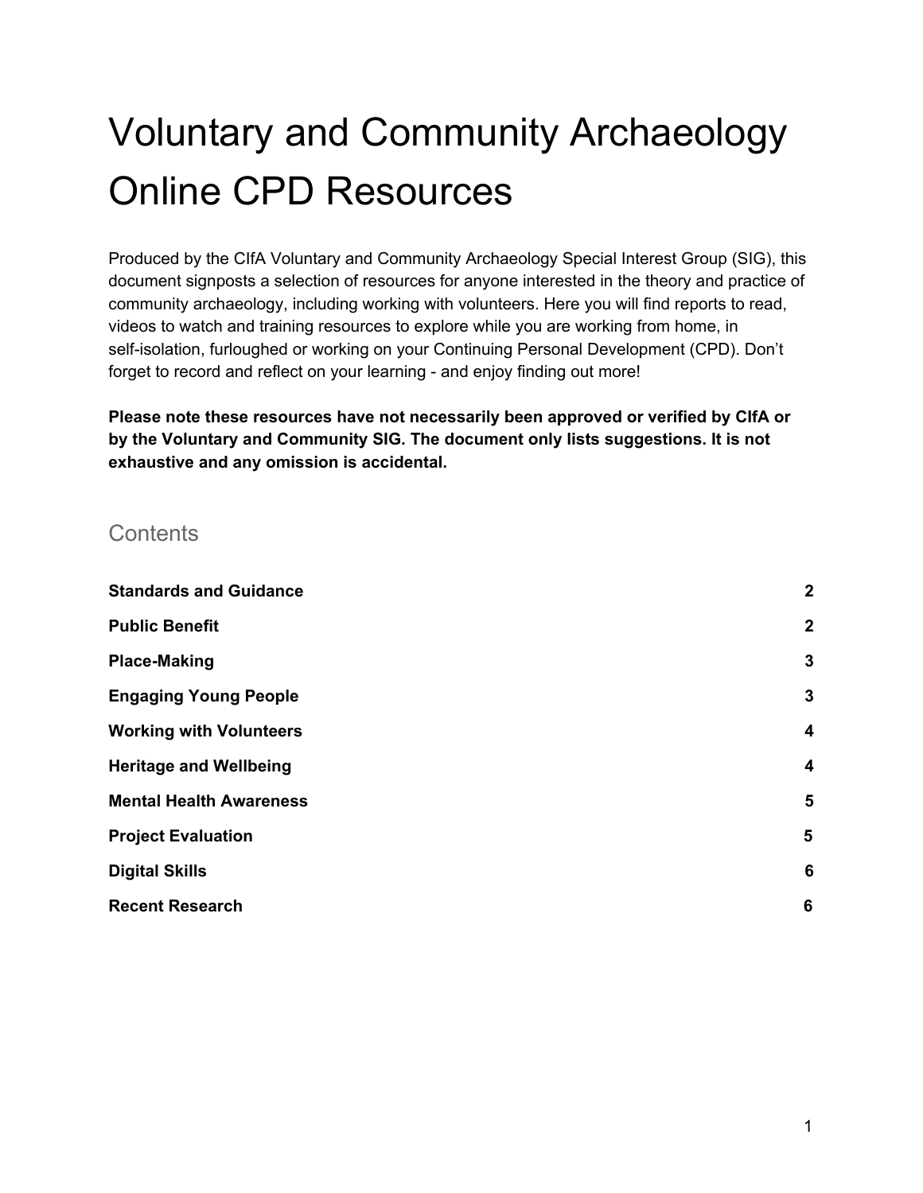# Voluntary and Community Archaeology Online CPD Resources

Produced by the CIfA Voluntary and Community Archaeology Special Interest Group (SIG), this document signposts a selection of resources for anyone interested in the theory and practice of community archaeology, including working with volunteers. Here you will find reports to read, videos to watch and training resources to explore while you are working from home, in self-isolation, furloughed or working on your Continuing Personal Development (CPD). Don't forget to record and reflect on your learning - and enjoy finding out more!

**Please note these resources have not necessarily been approved or verified by CIfA or by the Voluntary and Community SIG. The document only lists suggestions. It is not exhaustive and any omission is accidental.**

## Contents

| | |
|---|---|
| **Standards and Guidance** | **2** |
| **Public Benefit** | **2** |
| **Place-Making** | **3** |
| **Engaging Young People** | **3** |
| **Working with Volunteers** | **4** |
| **Heritage and Wellbeing** | **4** |
| **Mental Health Awareness** | **5** |
| **Project Evaluation** | **5** |
| **Digital Skills** | **6** |
| **Recent Research** | **6** |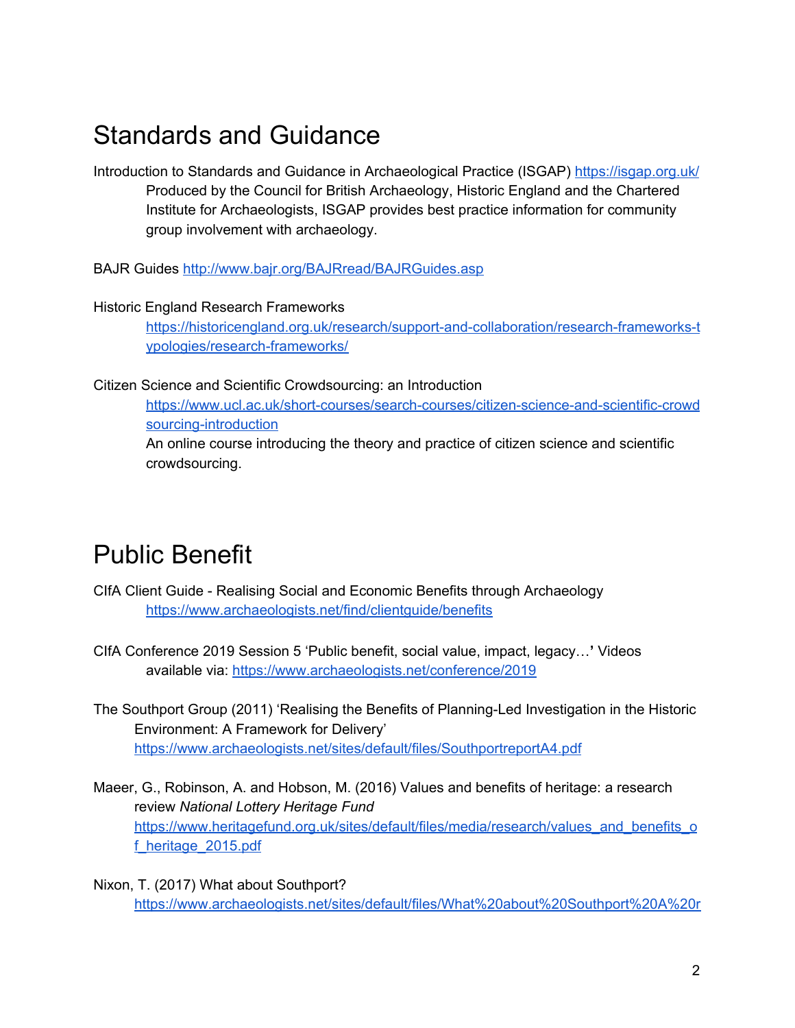# Standards and Guidance

Introduction to Standards and Guidance in Archaeological Practice (ISGAP) https://isgap.org.uk/
Produced by the Council for British Archaeology, Historic England and the Chartered Institute for Archaeologists, ISGAP provides best practice information for community group involvement with archaeology.

BAJR Guides http://www.bajr.org/BAJRread/BAJRGuides.asp

Historic England Research Frameworks
https://historicengland.org.uk/research/support-and-collaboration/research-frameworks-typologies/research-frameworks/

Citizen Science and Scientific Crowdsourcing: an Introduction
https://www.ucl.ac.uk/short-courses/search-courses/citizen-science-and-scientific-crowdsourcing-introduction
An online course introducing the theory and practice of citizen science and scientific crowdsourcing.

# Public Benefit

CIfA Client Guide - Realising Social and Economic Benefits through Archaeology
https://www.archaeologists.net/find/clientguide/benefits

CIfA Conference 2019 Session 5 'Public benefit, social value, impact, legacy…**'** Videos available via: https://www.archaeologists.net/conference/2019

The Southport Group (2011) 'Realising the Benefits of Planning-Led Investigation in the Historic Environment: A Framework for Delivery'
https://www.archaeologists.net/sites/default/files/SouthportreportA4.pdf

Maeer, G., Robinson, A. and Hobson, M. (2016) Values and benefits of heritage: a research review *National Lottery Heritage Fund*
https://www.heritagefund.org.uk/sites/default/files/media/research/values_and_benefits_of_heritage_2015.pdf

Nixon, T. (2017) What about Southport?
https://www.archaeologists.net/sites/default/files/What%20about%20Southport%20A%20r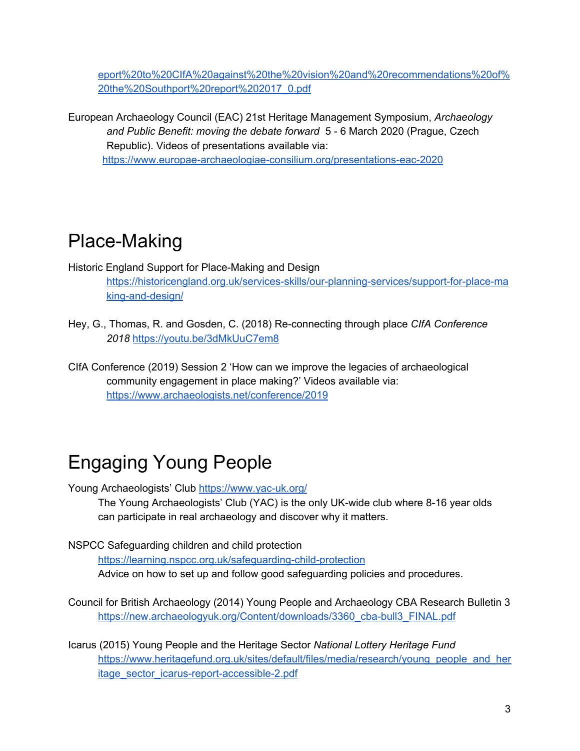eport%20to%20CIfA%20against%20the%20vision%20and%20recommendations%20of%20the%20Southport%20report%202017_0.pdf

European Archaeology Council (EAC) 21st Heritage Management Symposium, *Archaeology and Public Benefit: moving the debate forward* 5 - 6 March 2020 (Prague, Czech Republic). Videos of presentations available via: https://www.europae-archaeologiae-consilium.org/presentations-eac-2020

# Place-Making

Historic England Support for Place-Making and Design
https://historicengland.org.uk/services-skills/our-planning-services/support-for-place-making-and-design/

Hey, G., Thomas, R. and Gosden, C. (2018) Re-connecting through place *CIfA Conference 2018* https://youtu.be/3dMkUuC7em8

CIfA Conference (2019) Session 2 'How can we improve the legacies of archaeological community engagement in place making?' Videos available via: https://www.archaeologists.net/conference/2019

# Engaging Young People

Young Archaeologists' Club https://www.yac-uk.org/
The Young Archaeologists' Club (YAC) is the only UK-wide club where 8-16 year olds can participate in real archaeology and discover why it matters.

NSPCC Safeguarding children and child protection
https://learning.nspcc.org.uk/safeguarding-child-protection
Advice on how to set up and follow good safeguarding policies and procedures.

Council for British Archaeology (2014) Young People and Archaeology CBA Research Bulletin 3
https://new.archaeologyuk.org/Content/downloads/3360_cba-bull3_FINAL.pdf

Icarus (2015) Young People and the Heritage Sector *National Lottery Heritage Fund*
https://www.heritagefund.org.uk/sites/default/files/media/research/young_people_and_heritage_sector_icarus-report-accessible-2.pdf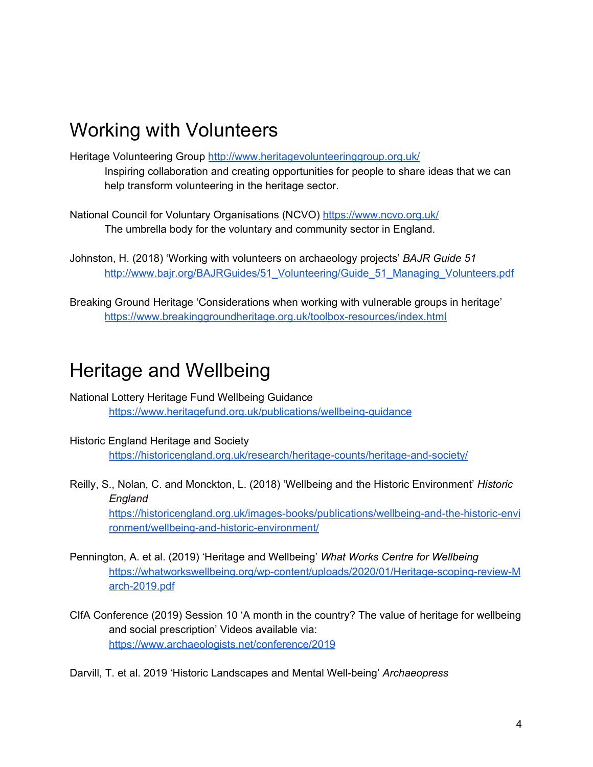# Working with Volunteers

Heritage Volunteering Group http://www.heritagevolunteeringgroup.org.uk/

Inspiring collaboration and creating opportunities for people to share ideas that we can help transform volunteering in the heritage sector.

National Council for Voluntary Organisations (NCVO) https://www.ncvo.org.uk/

The umbrella body for the voluntary and community sector in England.

Johnston, H. (2018) 'Working with volunteers on archaeology projects' *BAJR Guide 51*

http://www.bajr.org/BAJRGuides/51_Volunteering/Guide_51_Managing_Volunteers.pdf

Breaking Ground Heritage 'Considerations when working with vulnerable groups in heritage'

https://www.breakinggroundheritage.org.uk/toolbox-resources/index.html

# Heritage and Wellbeing

National Lottery Heritage Fund Wellbeing Guidance

https://www.heritagefund.org.uk/publications/wellbeing-guidance

Historic England Heritage and Society

https://historicengland.org.uk/research/heritage-counts/heritage-and-society/

Reilly, S., Nolan, C. and Monckton, L. (2018) 'Wellbeing and the Historic Environment' *Historic England*

https://historicengland.org.uk/images-books/publications/wellbeing-and-the-historic-environment/wellbeing-and-historic-environment/

Pennington, A. et al. (2019) 'Heritage and Wellbeing' *What Works Centre for Wellbeing*

https://whatworkswellbeing.org/wp-content/uploads/2020/01/Heritage-scoping-review-March-2019.pdf

CIfA Conference (2019) Session 10 'A month in the country? The value of heritage for wellbeing and social prescription' Videos available via:

https://www.archaeologists.net/conference/2019

Darvill, T. et al. 2019 'Historic Landscapes and Mental Well-being' *Archaeopress*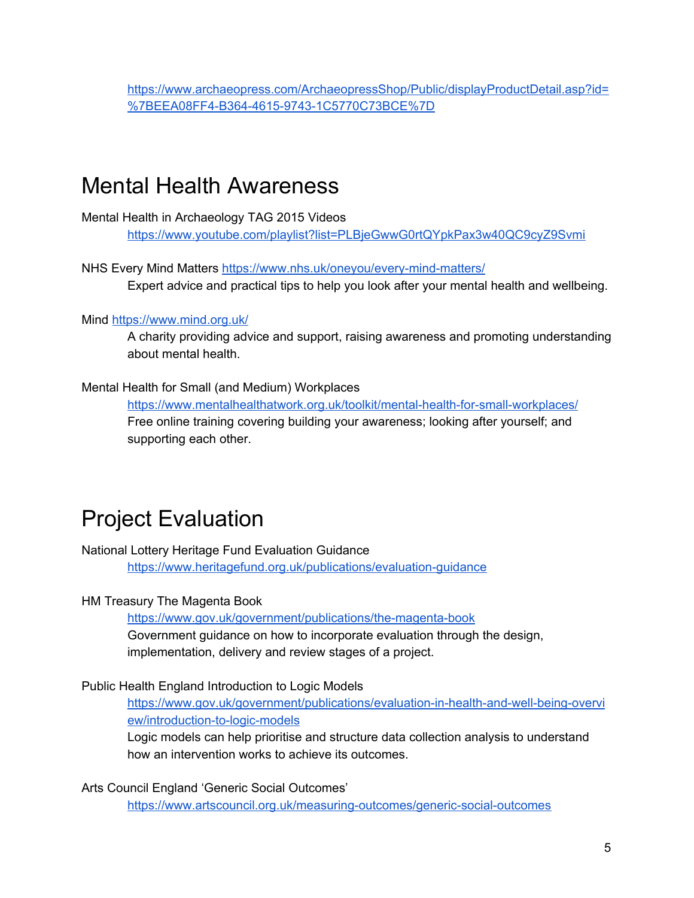https://www.archaeopress.com/ArchaeopressShop/Public/displayProductDetail.asp?id=%7BEEA08FF4-B364-4615-9743-1C5770C73BCE%7D

# Mental Health Awareness

Mental Health in Archaeology TAG 2015 Videos

https://www.youtube.com/playlist?list=PLBjeGwwG0rtQYpkPax3w40QC9cyZ9Svmi

NHS Every Mind Matters https://www.nhs.uk/oneyou/every-mind-matters/

Expert advice and practical tips to help you look after your mental health and wellbeing.

Mind https://www.mind.org.uk/

A charity providing advice and support, raising awareness and promoting understanding about mental health.

Mental Health for Small (and Medium) Workplaces

https://www.mentalhealthatwork.org.uk/toolkit/mental-health-for-small-workplaces/

Free online training covering building your awareness; looking after yourself; and supporting each other.

# Project Evaluation

National Lottery Heritage Fund Evaluation Guidance

https://www.heritagefund.org.uk/publications/evaluation-guidance

HM Treasury The Magenta Book

https://www.gov.uk/government/publications/the-magenta-book

Government guidance on how to incorporate evaluation through the design, implementation, delivery and review stages of a project.

Public Health England Introduction to Logic Models

https://www.gov.uk/government/publications/evaluation-in-health-and-well-being-overview/introduction-to-logic-models

Logic models can help prioritise and structure data collection analysis to understand how an intervention works to achieve its outcomes.

Arts Council England 'Generic Social Outcomes'

https://www.artscouncil.org.uk/measuring-outcomes/generic-social-outcomes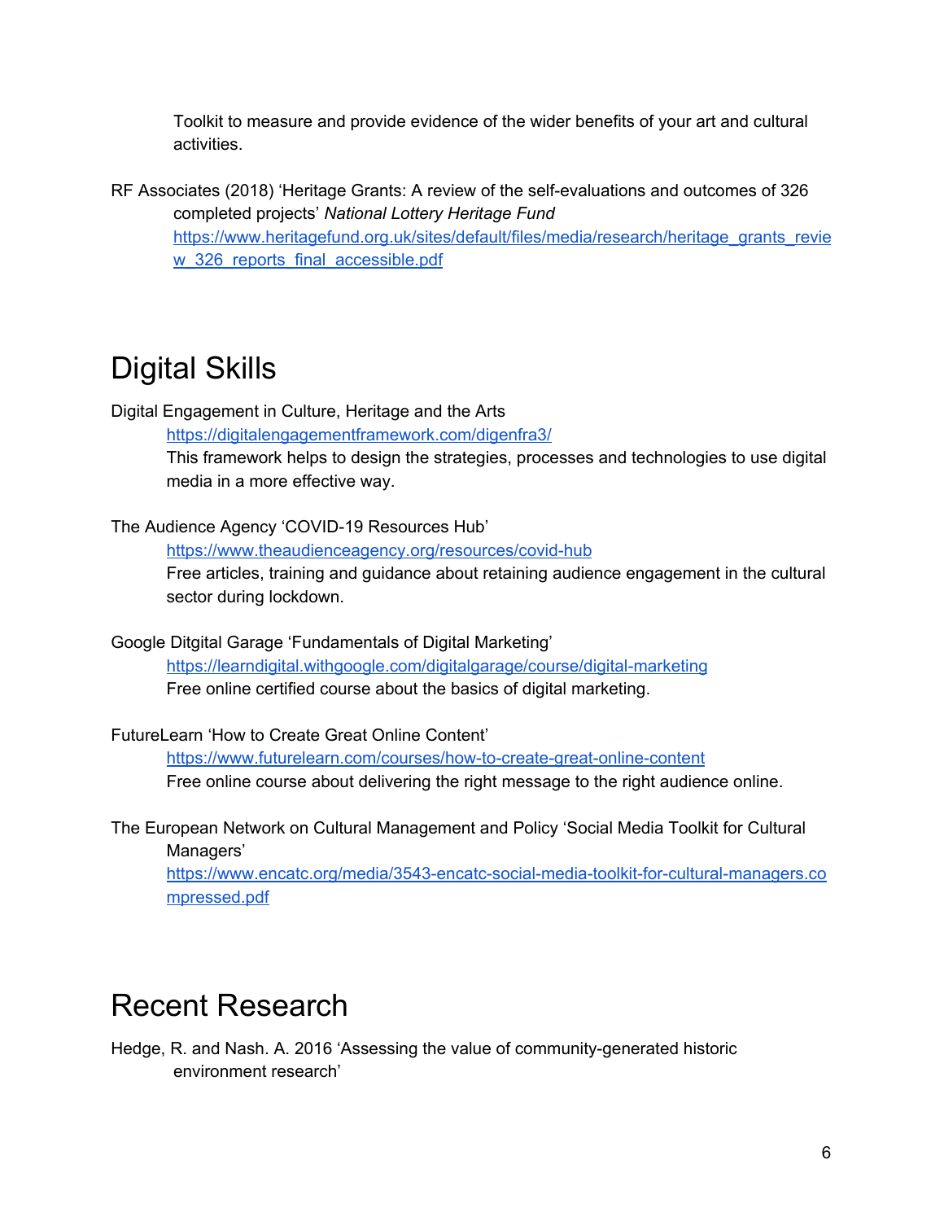Toolkit to measure and provide evidence of the wider benefits of your art and cultural activities.

RF Associates (2018) 'Heritage Grants: A review of the self-evaluations and outcomes of 326 completed projects' *National Lottery Heritage Fund*
https://www.heritagefund.org.uk/sites/default/files/media/research/heritage_grants_review_326_reports_final_accessible.pdf

# Digital Skills

Digital Engagement in Culture, Heritage and the Arts
https://digitalengagementframework.com/digenfra3/
This framework helps to design the strategies, processes and technologies to use digital media in a more effective way.

The Audience Agency 'COVID-19 Resources Hub'
https://www.theaudienceagency.org/resources/covid-hub
Free articles, training and guidance about retaining audience engagement in the cultural sector during lockdown.

Google Ditgital Garage 'Fundamentals of Digital Marketing'
https://learndigital.withgoogle.com/digitalgarage/course/digital-marketing
Free online certified course about the basics of digital marketing.

FutureLearn 'How to Create Great Online Content'
https://www.futurelearn.com/courses/how-to-create-great-online-content
Free online course about delivering the right message to the right audience online.

The European Network on Cultural Management and Policy 'Social Media Toolkit for Cultural Managers'
https://www.encatc.org/media/3543-encatc-social-media-toolkit-for-cultural-managers.compressed.pdf

# Recent Research

Hedge, R. and Nash. A. 2016 'Assessing the value of community-generated historic environment research'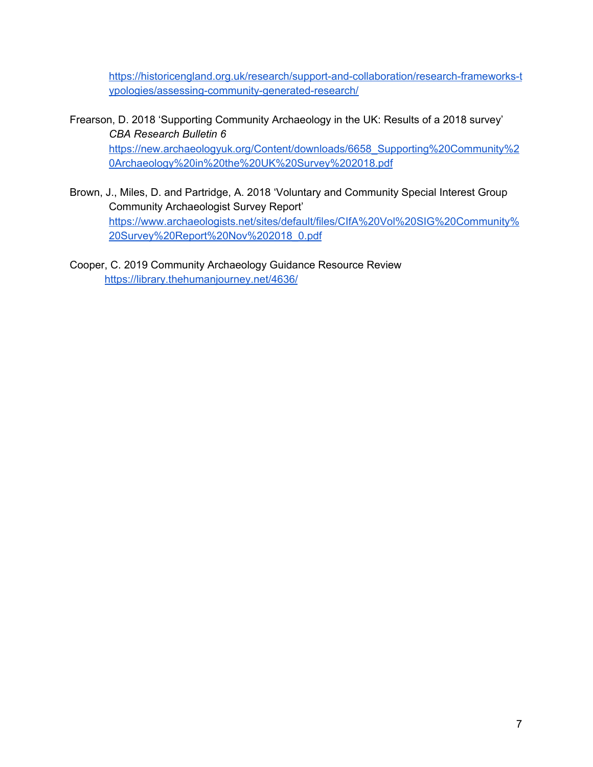https://historicengland.org.uk/research/support-and-collaboration/research-frameworks-typologies/assessing-community-generated-research/

Frearson, D. 2018 'Supporting Community Archaeology in the UK: Results of a 2018 survey' *CBA Research Bulletin 6* https://new.archaeologyuk.org/Content/downloads/6658_Supporting%20Community%20Archaeology%20in%20the%20UK%20Survey%202018.pdf

Brown, J., Miles, D. and Partridge, A. 2018 'Voluntary and Community Special Interest Group Community Archaeologist Survey Report' https://www.archaeologists.net/sites/default/files/CIfA%20Vol%20SIG%20Community%20Survey%20Report%20Nov%202018_0.pdf

Cooper, C. 2019 Community Archaeology Guidance Resource Review https://library.thehumanjourney.net/4636/